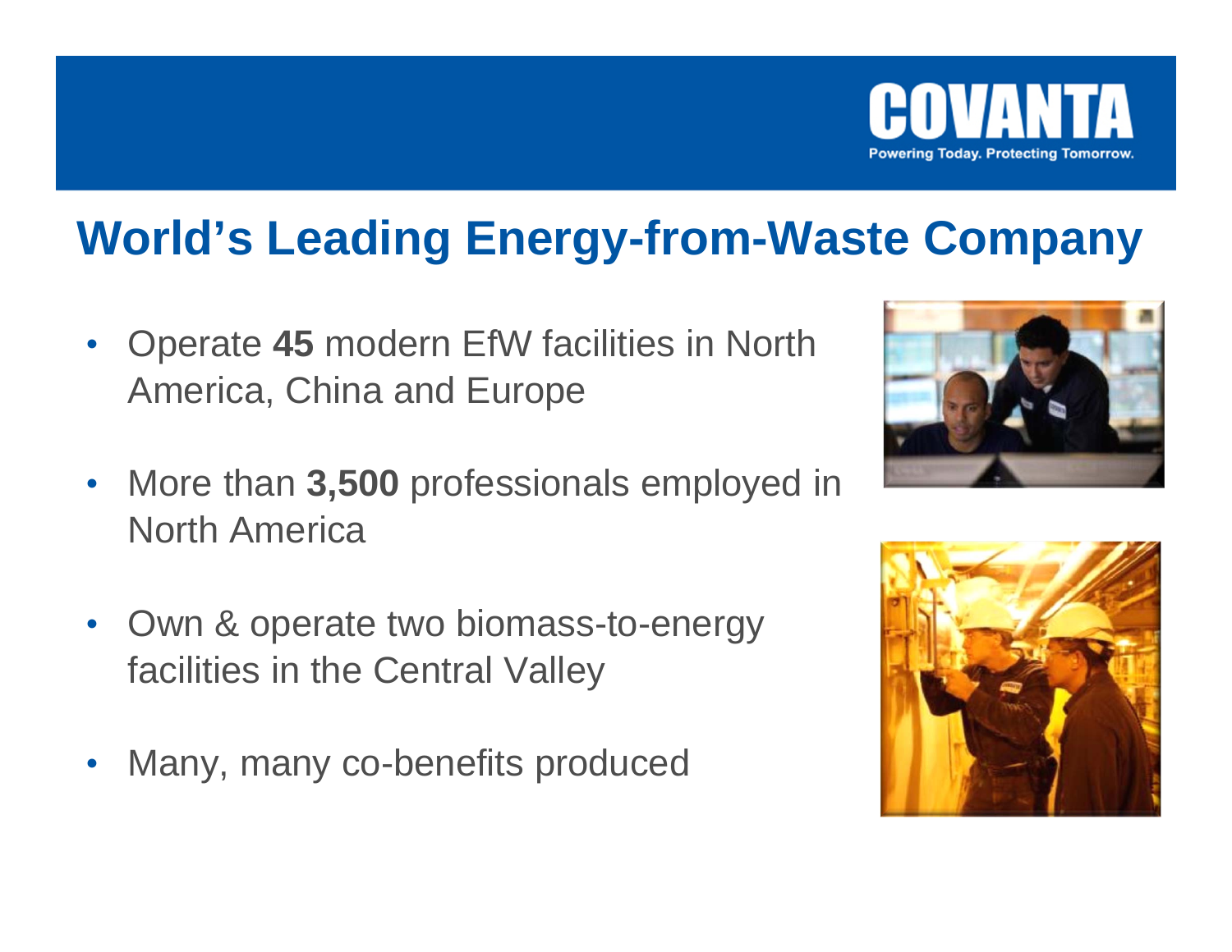COVANTA

Powering Today. Protecting Tomorrow.

# World's Leading Energy-from-Waste Company

- Operate **45** modern EfW facilities in North America, China and Europe
- More than **3,500** professionals employed in North America
- Own & operate two biomass-to-energy facilities in the Central Valley
- Many, many co-benefits produced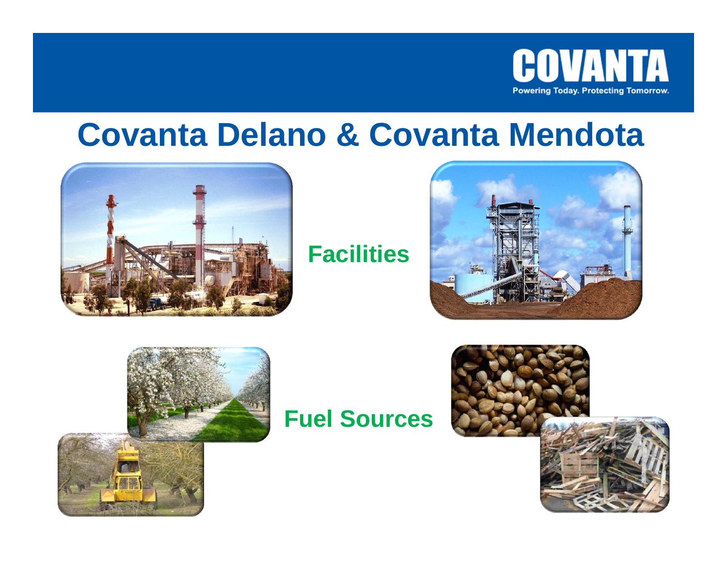# Covanta Delano & Covanta Mendota

**Facilities**

**Fuel Sources**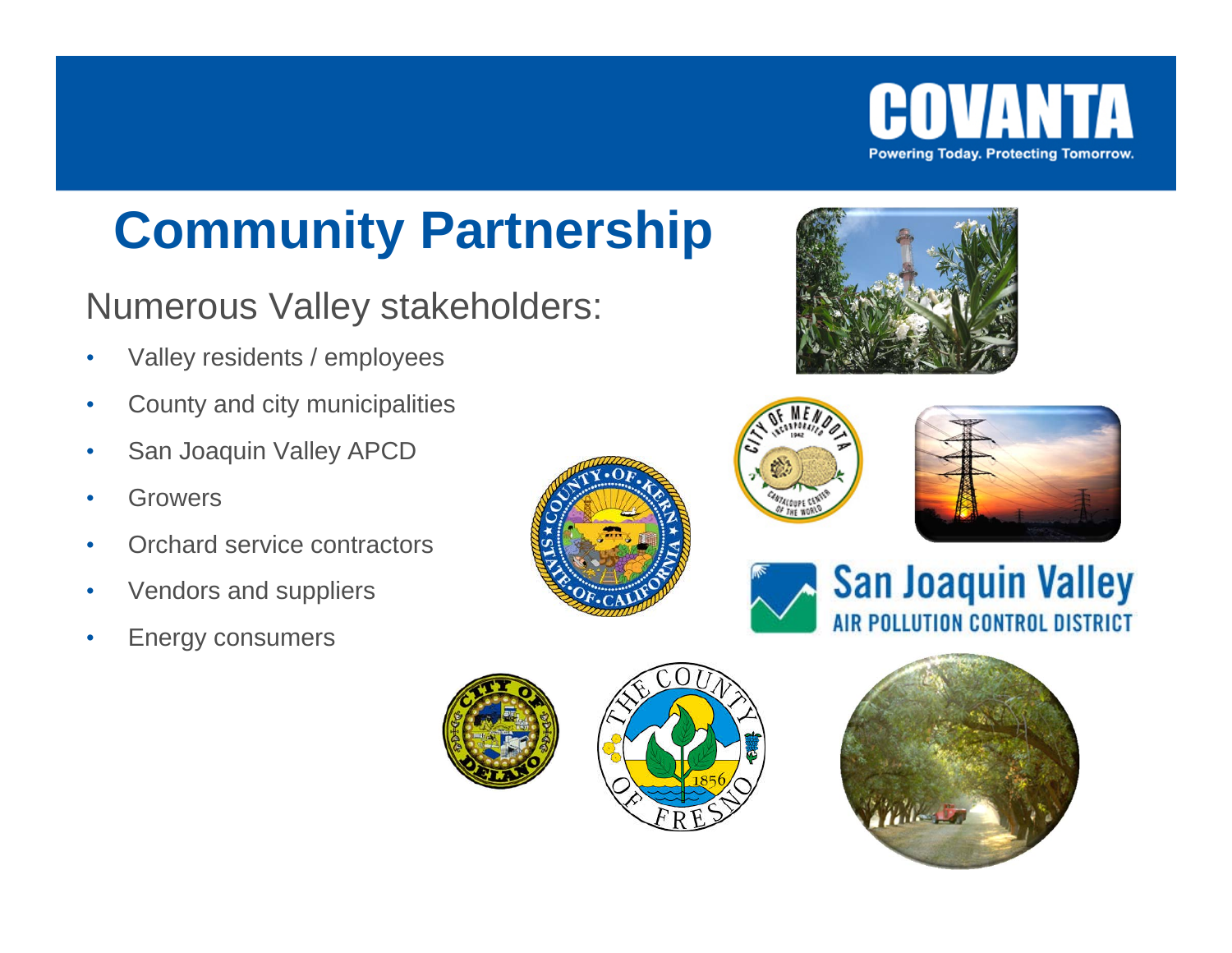# Community Partnership

Numerous Valley stakeholders:

- Valley residents / employees
- County and city municipalities
- San Joaquin Valley APCD
- Growers
- Orchard service contractors
- Vendors and suppliers
- Energy consumers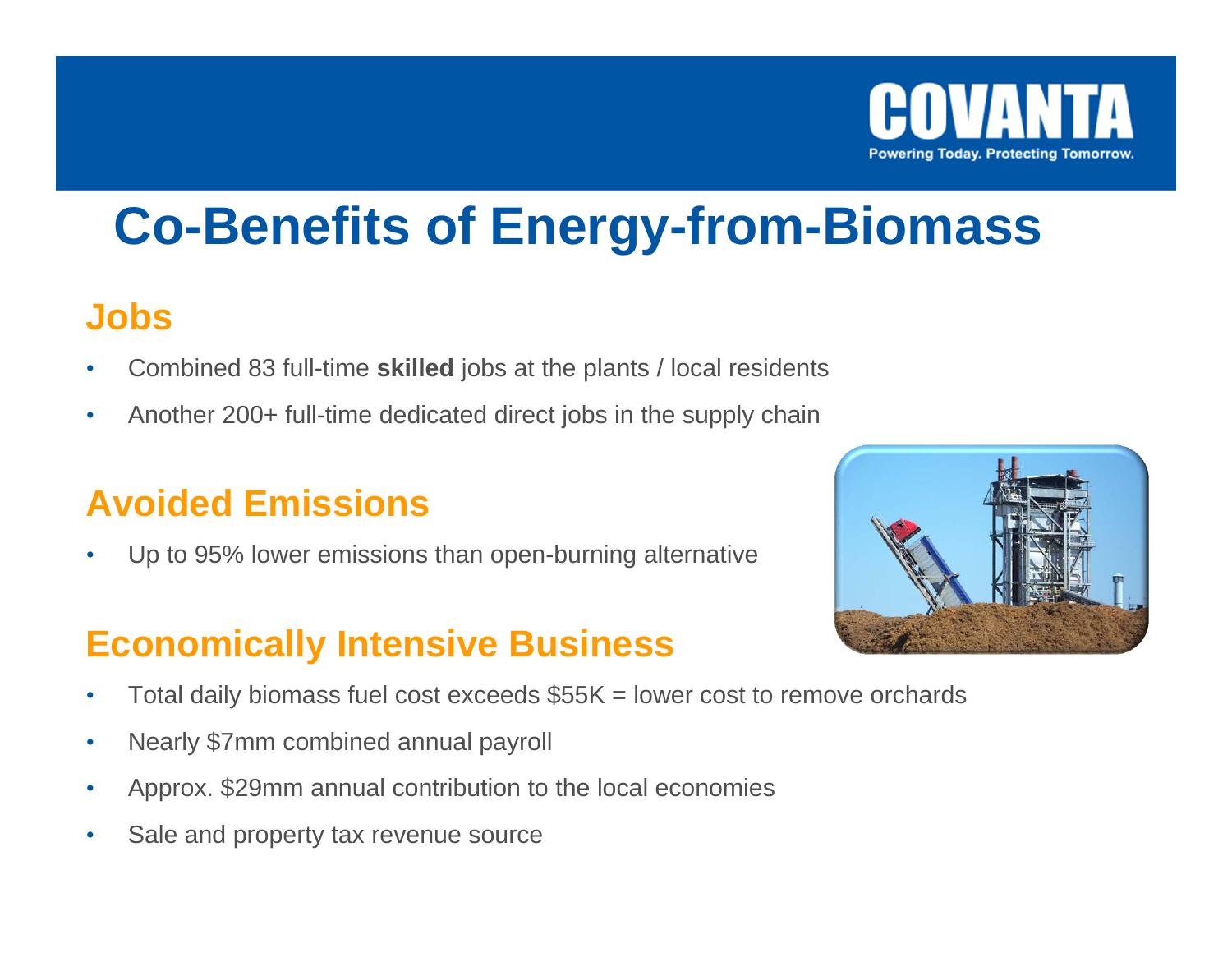# Co-Benefits of Energy-from-Biomass

## Jobs

- Combined 83 full-time **<u>skilled</u>** jobs at the plants / local residents
- Another 200+ full-time dedicated direct jobs in the supply chain

## Avoided Emissions

- Up to 95% lower emissions than open-burning alternative

## Economically Intensive Business

- Total daily biomass fuel cost exceeds $55K = lower cost to remove orchards
- Nearly $7mm combined annual payroll
- Approx. $29mm annual contribution to the local economies
- Sale and property tax revenue source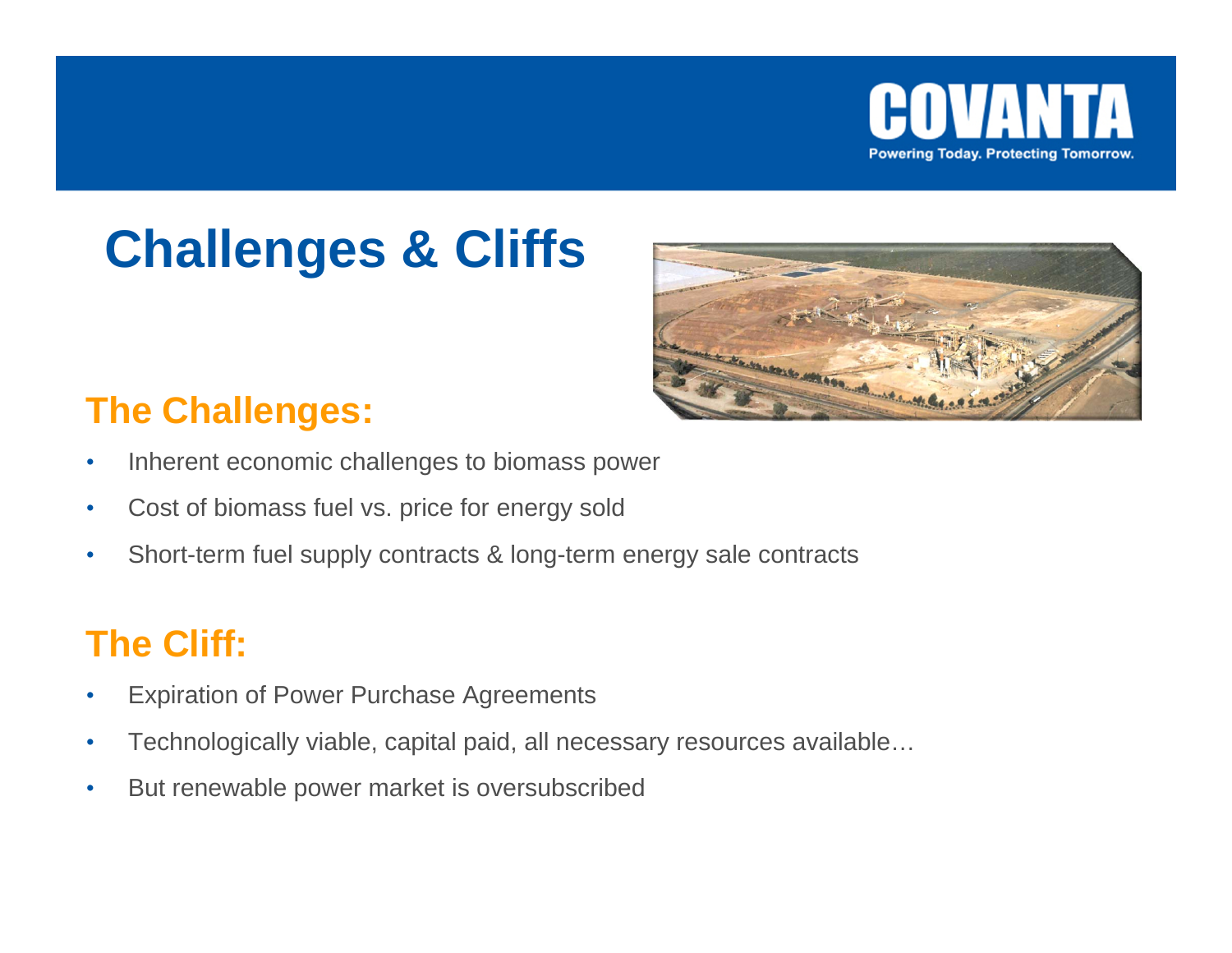# Challenges & Cliffs

## The Challenges:

- Inherent economic challenges to biomass power
- Cost of biomass fuel vs. price for energy sold
- Short-term fuel supply contracts & long-term energy sale contracts

## The Cliff:

- Expiration of Power Purchase Agreements
- Technologically viable, capital paid, all necessary resources available…
- But renewable power market is oversubscribed